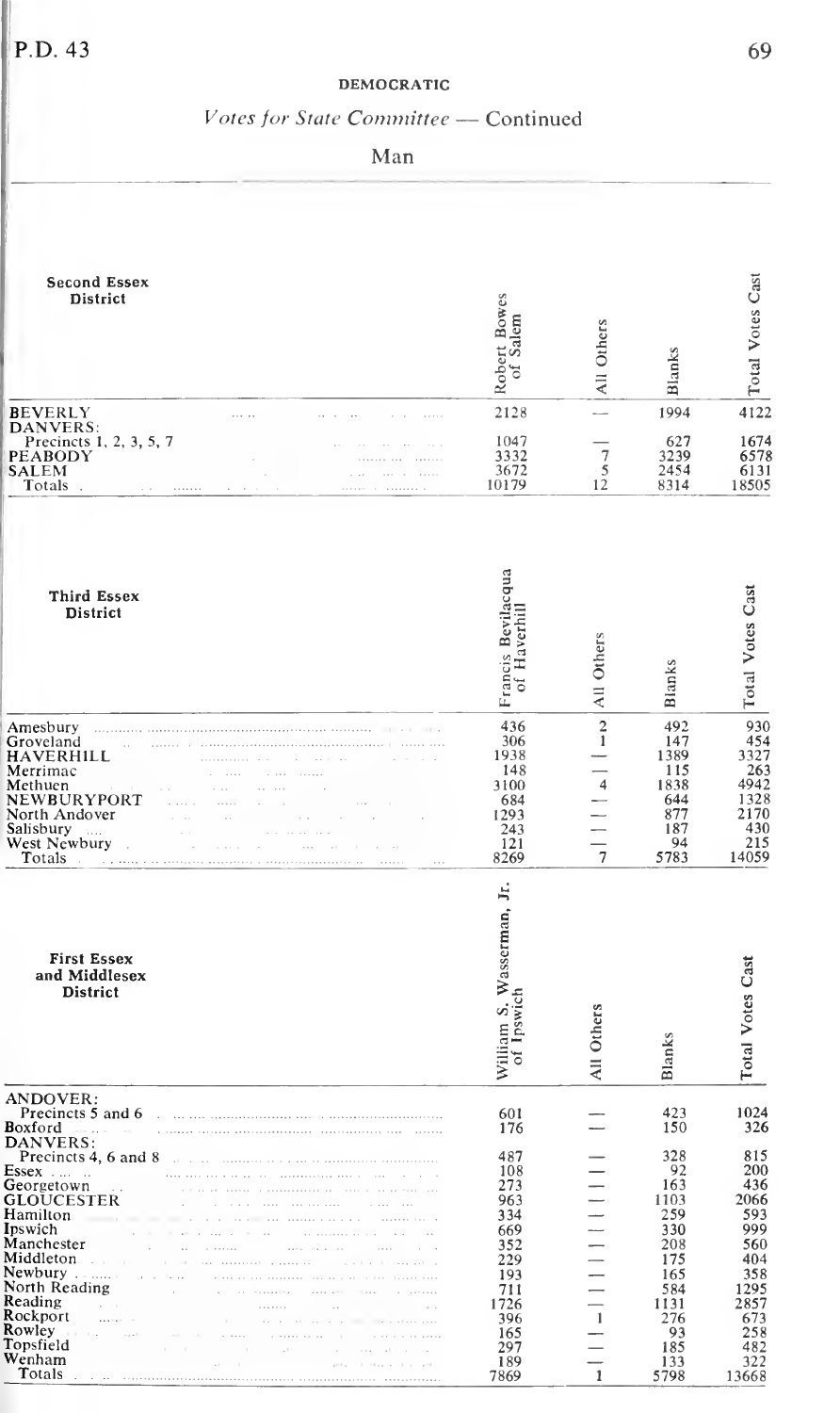## DEMOCRATIC

*Votes for State Committee* — Continued

Man

| Second Essex District | Robert Bowes of Salem | All Others | Blanks | Total Votes Cast |
|---|---|---|---|---|
| BEVERLY | 2128 | — | 1994 | 4122 |
| DANVERS: | | | | |
| Precincts 1, 2, 3, 5, 7 | 1047 | — | 627 | 1674 |
| PEABODY | 3332 | 7 | 3239 | 6578 |
| SALEM | 3672 | 5 | 2454 | 6131 |
| Totals | 10179 | 12 | 8314 | 18505 |

| Third Essex District | Francis Bevilacqua of Haverhill | All Others | Blanks | Total Votes Cast |
|---|---|---|---|---|
| Amesbury | 436 | 2 | 492 | 930 |
| Groveland | 306 | 1 | 147 | 454 |
| HAVERHILL | 1938 | — | 1389 | 3327 |
| Merrimac | 148 | — | 115 | 263 |
| Methuen | 3100 | 4 | 1838 | 4942 |
| NEWBURYPORT | 684 | — | 644 | 1328 |
| North Andover | 1293 | — | 877 | 2170 |
| Salisbury | 243 | — | 187 | 430 |
| West Newbury | 121 | — | 94 | 215 |
| Totals | 8269 | 7 | 5783 | 14059 |

| First Essex and Middlesex District | William S. Wasserman, Jr. of Ipswich | All Others | Blanks | Total Votes Cast |
|---|---|---|---|---|
| ANDOVER: | | | | |
| Precincts 5 and 6 | 601 | — | 423 | 1024 |
| Boxford | 176 | — | 150 | 326 |
| DANVERS: | | | | |
| Precincts 4, 6 and 8 | 487 | — | 328 | 815 |
| Essex | 108 | — | 92 | 200 |
| Georgetown | 273 | — | 163 | 436 |
| GLOUCESTER | 963 | — | 1103 | 2066 |
| Hamilton | 334 | — | 259 | 593 |
| Ipswich | 669 | — | 330 | 999 |
| Manchester | 352 | — | 208 | 560 |
| Middleton | 229 | — | 175 | 404 |
| Newbury | 193 | — | 165 | 358 |
| North Reading | 711 | — | 584 | 1295 |
| Reading | 1726 | — | 1131 | 2857 |
| Rockport | 396 | 1 | 276 | 673 |
| Rowley | 165 | — | 93 | 258 |
| Topsfield | 297 | — | 185 | 482 |
| Wenham | 189 | — | 133 | 322 |
| Totals | 7869 | 1 | 5798 | 13668 |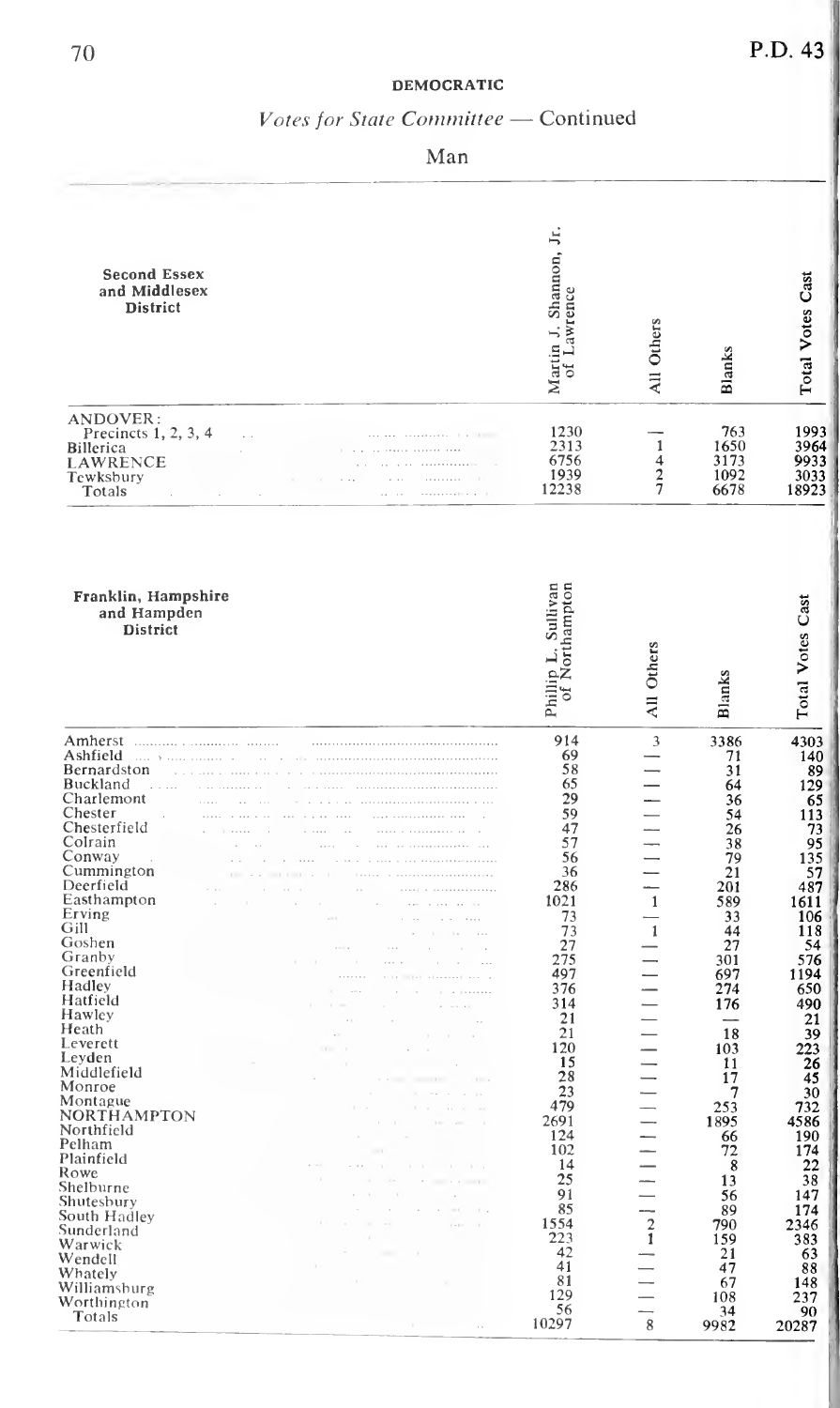## DEMOCRATIC

### *Votes for State Committee* — Continued

### Man

| Second Essex and Middlesex District | Martin J. Shannon, Jr. of Lawrence | All Others | Blanks | Total Votes Cast |
|---|---|---|---|---|
| ANDOVER: | | | | |
| Precincts 1, 2, 3, 4 | 1230 | — | 763 | 1993 |
| Billerica | 2313 | 1 | 1650 | 3964 |
| LAWRENCE | 6756 | 4 | 3173 | 9933 |
| Tewksbury | 1939 | 2 | 1092 | 3033 |
| Totals | 12238 | 7 | 6678 | 18923 |

| Franklin, Hampshire and Hampden District | Phillip L. Sullivan of Northampton | All Others | Blanks | Total Votes Cast |
|---|---|---|---|---|
| Amherst | 914 | 3 | 3386 | 4303 |
| Ashfield | 69 | — | 71 | 140 |
| Bernardston | 58 | — | 31 | 89 |
| Buckland | 65 | — | 64 | 129 |
| Charlemont | 29 | — | 36 | 65 |
| Chester | 59 | — | 54 | 113 |
| Chesterfield | 47 | — | 26 | 73 |
| Colrain | 57 | — | 38 | 95 |
| Conway | 56 | — | 79 | 135 |
| Cummington | 36 | — | 21 | 57 |
| Deerfield | 286 | — | 201 | 487 |
| Easthampton | 1021 | 1 | 589 | 1611 |
| Erving | 73 | — | 33 | 106 |
| Gill | 73 | 1 | 44 | 118 |
| Goshen | 27 | — | 27 | 54 |
| Granby | 275 | — | 301 | 576 |
| Greenfield | 497 | — | 697 | 1194 |
| Hadley | 376 | — | 274 | 650 |
| Hatfield | 314 | — | 176 | 490 |
| Hawley | 21 | — | — | 21 |
| Heath | 21 | — | 18 | 39 |
| Leverett | 120 | — | 103 | 223 |
| Leyden | 15 | — | 11 | 26 |
| Middlefield | 28 | — | 17 | 45 |
| Monroe | 23 | — | 7 | 30 |
| Montague | 479 | — | 253 | 732 |
| NORTHAMPTON | 2691 | — | 1895 | 4586 |
| Northfield | 124 | — | 66 | 190 |
| Pelham | 102 | — | 72 | 174 |
| Plainfield | 14 | — | 8 | 22 |
| Rowe | 25 | — | 13 | 38 |
| Shelburne | 91 | — | 56 | 147 |
| Shutesbury | 85 | — | 89 | 174 |
| South Hadley | 1554 | 2 | 790 | 2346 |
| Sunderland | 223 | 1 | 159 | 383 |
| Warwick | 42 | — | 21 | 63 |
| Wendell | 41 | — | 47 | 88 |
| Whately | 81 | — | 67 | 148 |
| Williamsburg | 129 | — | 108 | 237 |
| Worthington | 56 | — | 34 | 90 |
| Totals | 10297 | 8 | 9982 | 20287 |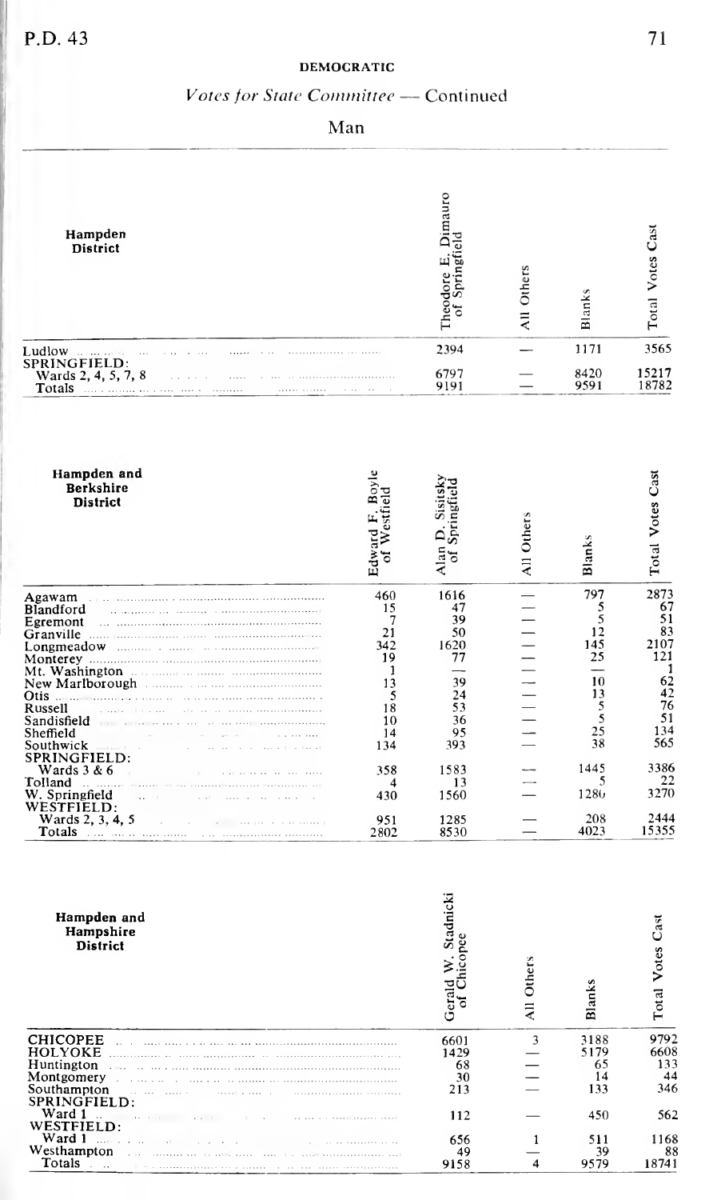## DEMOCRATIC

### *Votes for State Committee* — Continued

### Man

| Hampden District | Theodore E. Dimauro of Springfield | All Others | Blanks | Total Votes Cast |
|---|---|---|---|---|
| Ludlow | 2394 | — | 1171 | 3565 |
| SPRINGFIELD: | | | | |
| Wards 2, 4, 5, 7, 8 | 6797 | — | 8420 | 15217 |
| Totals | 9191 | — | 9591 | 18782 |

| Hampden and Berkshire District | Edward F. Boyle of Westfield | Alan D. Sisitsky of Springfield | All Others | Blanks | Total Votes Cast |
|---|---|---|---|---|---|
| Agawam | 460 | 1616 | — | 797 | 2873 |
| Blandford | 15 | 47 | — | 5 | 67 |
| Egremont | 7 | 39 | — | 5 | 51 |
| Granville | 21 | 50 | — | 12 | 83 |
| Longmeadow | 342 | 1620 | — | 145 | 2107 |
| Monterey | 19 | 77 | — | 25 | 121 |
| Mt. Washington | 1 | — | — | — | 1 |
| New Marlborough | 13 | 39 | — | 10 | 62 |
| Otis | 5 | 24 | — | 13 | 42 |
| Russell | 18 | 53 | — | 5 | 76 |
| Sandisfield | 10 | 36 | — | 5 | 51 |
| Sheffield | 14 | 95 | — | 25 | 134 |
| Southwick | 134 | 393 | — | 38 | 565 |
| SPRINGFIELD: | | | | | |
| Wards 3 & 6 | 358 | 1583 | — | 1445 | 3386 |
| Tolland | 4 | 13 | — | 5 | 22 |
| W. Springfield | 430 | 1560 | — | 1280 | 3270 |
| WESTFIELD: | | | | | |
| Wards 2, 3, 4, 5 | 951 | 1285 | — | 208 | 2444 |
| Totals | 2802 | 8530 | — | 4023 | 15355 |

| Hampden and Hampshire District | Gerald W. Stadnicki of Chicopee | All Others | Blanks | Total Votes Cast |
|---|---|---|---|---|
| CHICOPEE | 6601 | 3 | 3188 | 9792 |
| HOLYOKE | 1429 | — | 5179 | 6608 |
| Huntington | 68 | — | 65 | 133 |
| Montgomery | 30 | — | 14 | 44 |
| Southampton | 213 | — | 133 | 346 |
| SPRINGFIELD: | | | | |
| Ward 1 | 112 | — | 450 | 562 |
| WESTFIELD: | | | | |
| Ward 1 | 656 | 1 | 511 | 1168 |
| Westhampton | 49 | — | 39 | 88 |
| Totals | 9158 | 4 | 9579 | 18741 |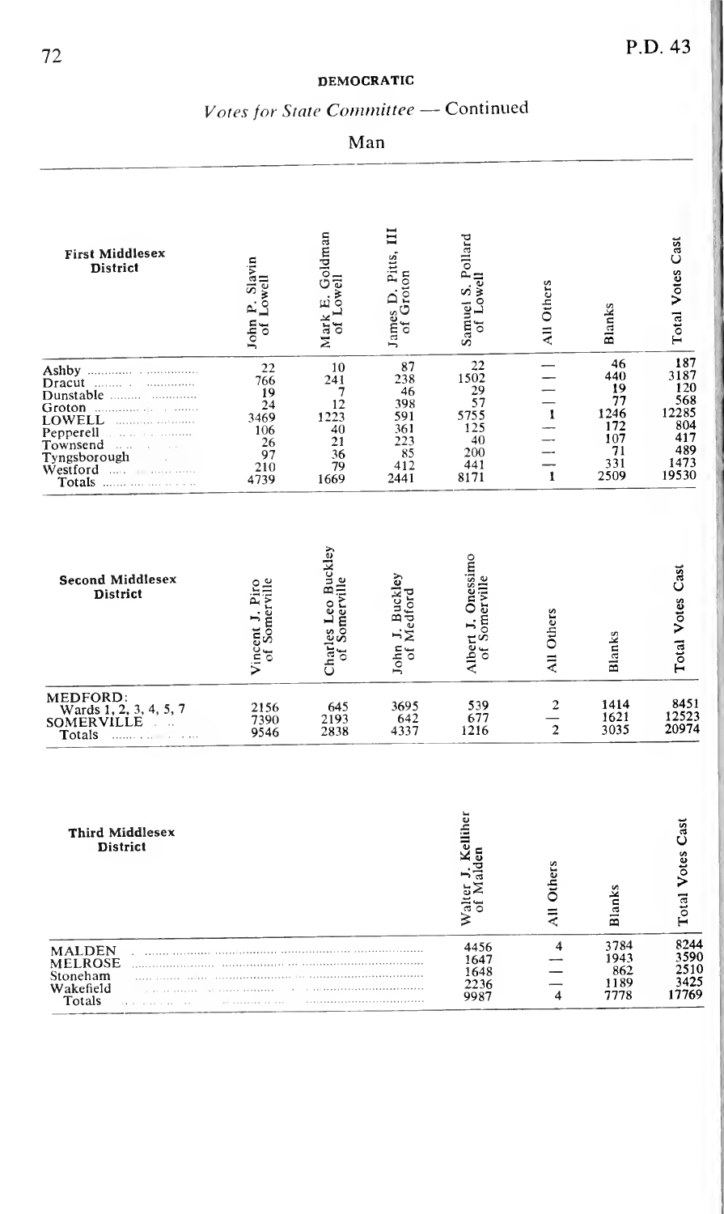## DEMOCRATIC

### *Votes for State Committee* — Continued

### Man

| First Middlesex District | John P. Slavin of Lowell | Mark E. Goldman of Lowell | James D. Pitts, III of Groton | Samuel S. Pollard of Lowell | All Others | Blanks | Total Votes Cast |
|---|---|---|---|---|---|---|---|
| Ashby | 22 | 10 | 87 | 22 | — | 46 | 187 |
| Dracut | 766 | 241 | 238 | 1502 | — | 440 | 3187 |
| Dunstable | 19 | 7 | 46 | 29 | — | 19 | 120 |
| Groton | 24 | 12 | 398 | 57 | — | 77 | 568 |
| LOWELL | 3469 | 1223 | 591 | 5755 | 1 | 1246 | 12285 |
| Pepperell | 106 | 40 | 361 | 125 | — | 172 | 804 |
| Townsend | 26 | 21 | 223 | 40 | — | 107 | 417 |
| Tyngsborough | 97 | 36 | 85 | 200 | — | 71 | 489 |
| Westford | 210 | 79 | 412 | 441 | — | 331 | 1473 |
| Totals | 4739 | 1669 | 2441 | 8171 | 1 | 2509 | 19530 |

| Second Middlesex District | Vincent J. Piro of Somerville | Charles Leo Buckley of Somerville | John J. Buckley of Medford | Albert J. Onessimo of Somerville | All Others | Blanks | Total Votes Cast |
|---|---|---|---|---|---|---|---|
| MEDFORD: Wards 1, 2, 3, 4, 5, 7 | 2156 | 645 | 3695 | 539 | 2 | 1414 | 8451 |
| SOMERVILLE | 7390 | 2193 | 642 | 677 | — | 1621 | 12523 |
| Totals | 9546 | 2838 | 4337 | 1216 | 2 | 3035 | 20974 |

| Third Middlesex District | Walter J. Kelliher of Malden | All Others | Blanks | Total Votes Cast |
|---|---|---|---|---|
| MALDEN | 4456 | 4 | 3784 | 8244 |
| MELROSE | 1647 | — | 1943 | 3590 |
| Stoneham | 1648 | — | 862 | 2510 |
| Wakefield | 2236 | — | 1189 | 3425 |
| Totals | 9987 | 4 | 7778 | 17769 |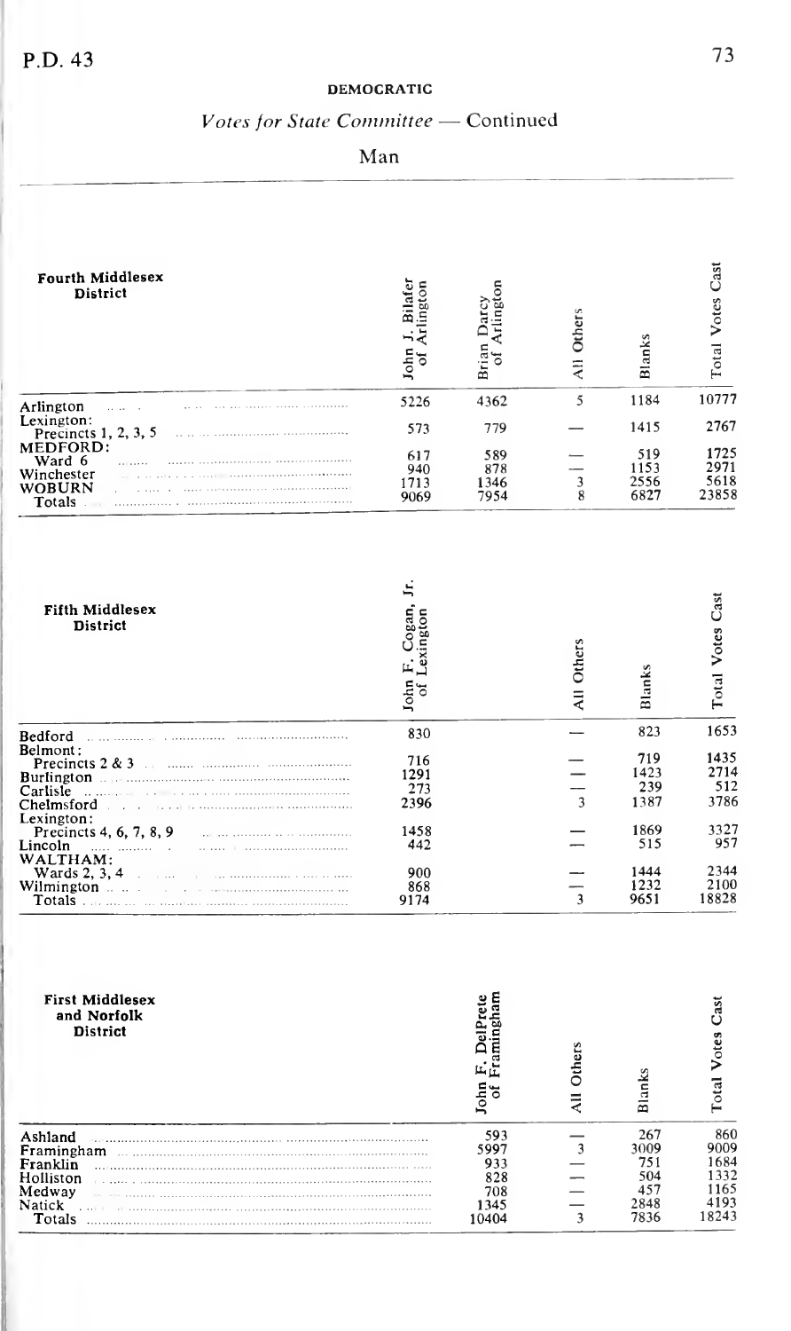## DEMOCRATIC

### *Votes for State Committee* — Continued

#### Man

| Fourth Middlesex District | John J. Bilafer of Arlington | Brian Darcy of Arlington | All Others | Blanks | Total Votes Cast |
|---|---|---|---|---|---|
| Arlington | 5226 | 4362 | 5 | 1184 | 10777 |
| Lexington: Precincts 1, 2, 3, 5 | 573 | 779 | — | 1415 | 2767 |
| MEDFORD: Ward 6 | 617 | 589 | — | 519 | 1725 |
| Winchester | 940 | 878 | — | 1153 | 2971 |
| WOBURN | 1713 | 1346 | 3 | 2556 | 5618 |
| Totals | 9069 | 7954 | 8 | 6827 | 23858 |

| Fifth Middlesex District | John F. Cogan, Jr. of Lexington | All Others | Blanks | Total Votes Cast |
|---|---|---|---|---|
| Bedford | 830 | — | 823 | 1653 |
| Belmont: Precincts 2 & 3 | 716 | — | 719 | 1435 |
| Burlington | 1291 | — | 1423 | 2714 |
| Carlisle | 273 | — | 239 | 512 |
| Chelmsford | 2396 | 3 | 1387 | 3786 |
| Lexington: Precincts 4, 6, 7, 8, 9 | 1458 | — | 1869 | 3327 |
| Lincoln | 442 | — | 515 | 957 |
| WALTHAM: Wards 2, 3, 4 | 900 | — | 1444 | 2344 |
| Wilmington | 868 | — | 1232 | 2100 |
| Totals | 9174 | 3 | 9651 | 18828 |

| First Middlesex and Norfolk District | John F. DelPrete of Framingham | All Others | Blanks | Total Votes Cast |
|---|---|---|---|---|
| Ashland | 593 | — | 267 | 860 |
| Framingham | 5997 | 3 | 3009 | 9009 |
| Franklin | 933 | — | 751 | 1684 |
| Holliston | 828 | — | 504 | 1332 |
| Medway | 708 | — | 457 | 1165 |
| Natick | 1345 | — | 2848 | 4193 |
| Totals | 10404 | 3 | 7836 | 18243 |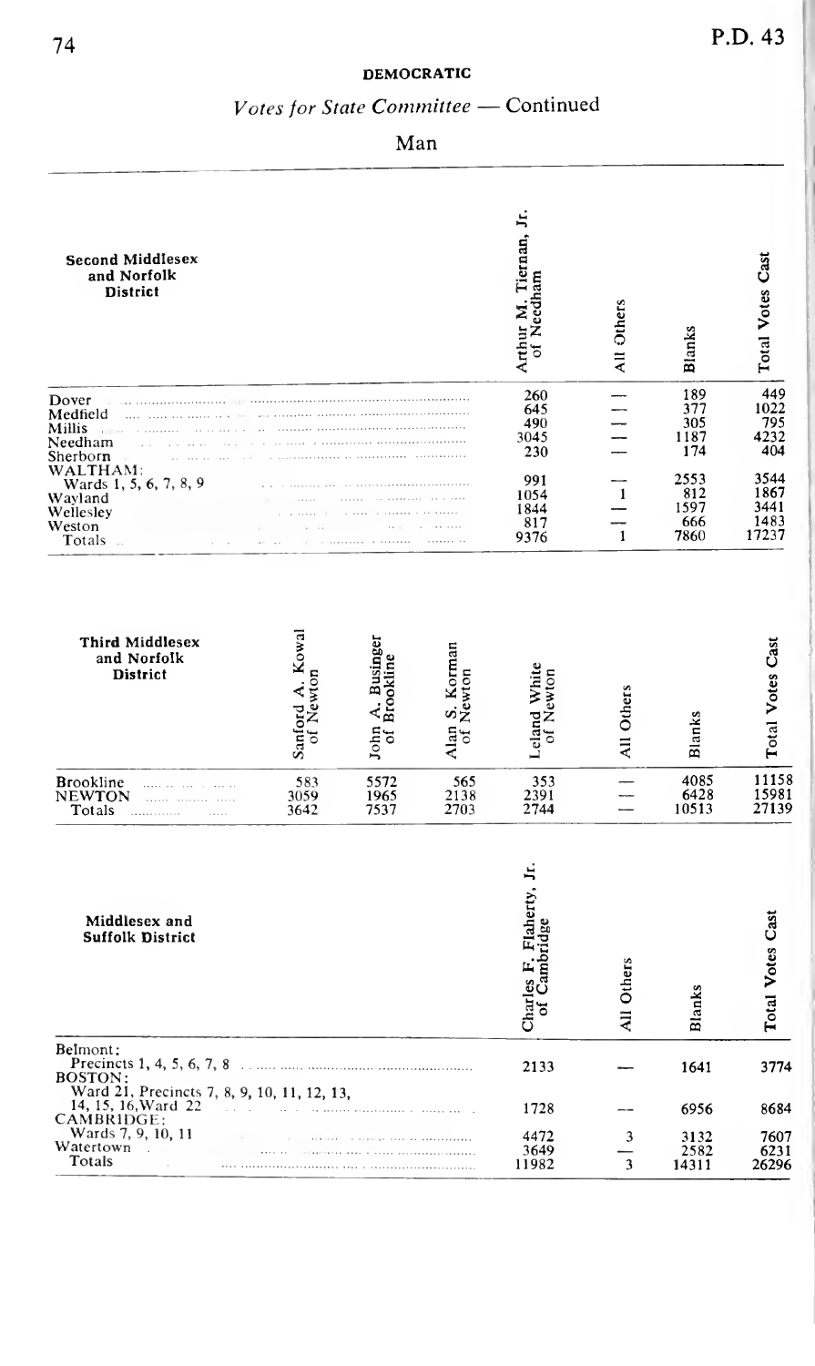**DEMOCRATIC**

*Votes for State Committee — Continued*

Man

| Second Middlesex and Norfolk District | Arthur M. Tiernan, Jr. of Needham | All Others | Blanks | Total Votes Cast |
|---|---|---|---|---|
| Dover | 260 | — | 189 | 449 |
| Medfield | 645 | — | 377 | 1022 |
| Millis | 490 | — | 305 | 795 |
| Needham | 3045 | — | 1187 | 4232 |
| Sherborn | 230 | — | 174 | 404 |
| WALTHAM: Wards 1, 5, 6, 7, 8, 9 | 991 | — | 2553 | 3544 |
| Wayland | 1054 | 1 | 812 | 1867 |
| Wellesley | 1844 | — | 1597 | 3441 |
| Weston | 817 | — | 666 | 1483 |
| Totals | 9376 | 1 | 7860 | 17237 |

| Third Middlesex and Norfolk District | Sanford A. Kowal of Newton | John A. Businger of Brookline | Alan S. Korman of Newton | Leland White of Newton | All Others | Blanks | Total Votes Cast |
|---|---|---|---|---|---|---|---|
| Brookline | 583 | 5572 | 565 | 353 | — | 4085 | 11158 |
| NEWTON | 3059 | 1965 | 2138 | 2391 | — | 6428 | 15981 |
| Totals | 3642 | 7537 | 2703 | 2744 | — | 10513 | 27139 |

| Middlesex and Suffolk District | Charles F. Flaherty, Jr. of Cambridge | All Others | Blanks | Total Votes Cast |
|---|---|---|---|---|
| Belmont: Precincts 1, 4, 5, 6, 7, 8 | 2133 | — | 1641 | 3774 |
| BOSTON: Ward 21, Precincts 7, 8, 9, 10, 11, 12, 13, 14, 15, 16, Ward 22 | 1728 | — | 6956 | 8684 |
| CAMBRIDGE: Wards 7, 9, 10, 11 | 4472 | 3 | 3132 | 7607 |
| Watertown | 3649 | — | 2582 | 6231 |
| Totals | 11982 | 3 | 14311 | 26296 |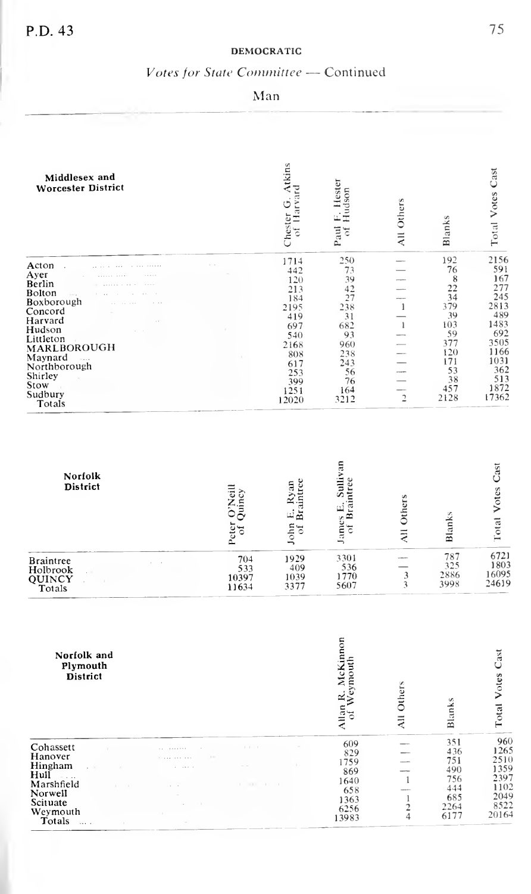## DEMOCRATIC

*Votes for State Committee* — Continued

Man

| Middlesex and Worcester District | Chester G. Atkins of Harvard | Paul F. Hester of Hudson | All Others | Blanks | Total Votes Cast |
|---|---|---|---|---|---|
| Acton | 1714 | 250 | — | 192 | 2156 |
| Ayer | 442 | 73 | — | 76 | 591 |
| Berlin | 120 | 39 | — | 8 | 167 |
| Bolton | 213 | 42 | — | 22 | 277 |
| Boxborough | 184 | 27 | — | 34 | 245 |
| Concord | 2195 | 238 | 1 | 379 | 2813 |
| Harvard | 419 | 31 | — | 39 | 489 |
| Hudson | 697 | 682 | 1 | 103 | 1483 |
| Littleton | 540 | 93 | — | 59 | 692 |
| MARLBOROUGH | 2168 | 960 | — | 377 | 3505 |
| Maynard | 808 | 238 | — | 120 | 1166 |
| Northborough | 617 | 243 | — | 171 | 1031 |
| Shirley | 253 | 56 | — | 53 | 362 |
| Stow | 399 | 76 | — | 38 | 513 |
| Sudbury | 1251 | 164 | — | 457 | 1872 |
| Totals | 12020 | 3212 | 2 | 2128 | 17362 |

| Norfolk District | Peter O'Neill of Quincy | John E. Ryan of Braintree | James E. Sullivan of Braintree | All Others | Blanks | Total Votes Cast |
|---|---|---|---|---|---|---|
| Braintree | 704 | 1929 | 3301 | — | 787 | 6721 |
| Holbrook | 533 | 409 | 536 | — | 325 | 1803 |
| QUINCY | 10397 | 1039 | 1770 | 3 | 2886 | 16095 |
| Totals | 11634 | 3377 | 5607 | 3 | 3998 | 24619 |

| Norfolk and Plymouth District | Allan R. McKinnon of Weymouth | All Others | Blanks | Total Votes Cast |
|---|---|---|---|---|
| Cohassett | 609 | — | 351 | 960 |
| Hanover | 829 | — | 436 | 1265 |
| Hingham | 1759 | — | 751 | 2510 |
| Hull | 869 | — | 490 | 1359 |
| Marshfield | 1640 | 1 | 756 | 2397 |
| Norwell | 658 | — | 444 | 1102 |
| Scituate | 1363 | 1 | 685 | 2049 |
| Weymouth | 6256 | 2 | 2264 | 8522 |
| Totals | 13983 | 4 | 6177 | 20164 |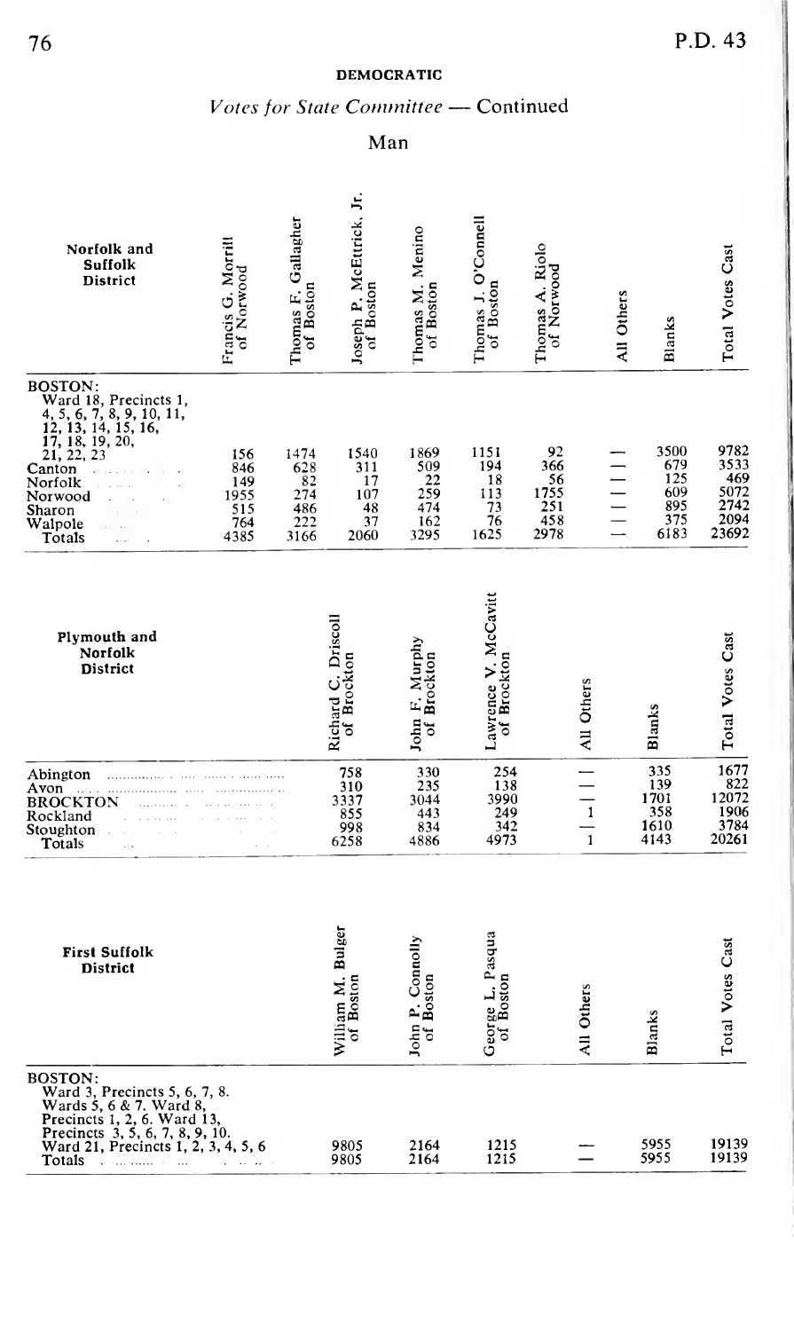## DEMOCRATIC

### *Votes for State Committee* — Continued

### Man

| Norfolk and Suffolk District | Francis G. Morrill of Norwood | Thomas F. Gallagher of Boston | Joseph P. McEttrick, Jr. of Boston | Thomas M. Menino of Boston | Thomas J. O'Connell of Boston | Thomas A. Riolo of Norwood | All Others | Blanks | Total Votes Cast |
|---|---|---|---|---|---|---|---|---|---|
| BOSTON: Ward 18, Precincts 1, 4, 5, 6, 7, 8, 9, 10, 11, 12, 13, 14, 15, 16, 17, 18, 19, 20, 21, 22, 23 | 156 | 1474 | 1540 | 1869 | 1151 | 92 | — | 3500 | 9782 |
| Canton | 846 | 628 | 311 | 509 | 194 | 366 | — | 679 | 3533 |
| Norfolk | 149 | 82 | 17 | 22 | 18 | 56 | — | 125 | 469 |
| Norwood | 1955 | 274 | 107 | 259 | 113 | 1755 | — | 609 | 5072 |
| Sharon | 515 | 486 | 48 | 474 | 73 | 251 | — | 895 | 2742 |
| Walpole | 764 | 222 | 37 | 162 | 76 | 458 | — | 375 | 2094 |
| Totals | 4385 | 3166 | 2060 | 3295 | 1625 | 2978 | — | 6183 | 23692 |

| Plymouth and Norfolk District | Richard C. Driscoll of Brockton | John F. Murphy of Brockton | Lawrence V. McCavitt of Brockton | All Others | Blanks | Total Votes Cast |
|---|---|---|---|---|---|---|
| Abington | 758 | 330 | 254 | — | 335 | 1677 |
| Avon | 310 | 235 | 138 | — | 139 | 822 |
| BROCKTON | 3337 | 3044 | 3990 | — | 1701 | 12072 |
| Rockland | 855 | 443 | 249 | 1 | 358 | 1906 |
| Stoughton | 998 | 834 | 342 | — | 1610 | 3784 |
| Totals | 6258 | 4886 | 4973 | 1 | 4143 | 20261 |

| First Suffolk District | William M. Bulger of Boston | John P. Connolly of Boston | George L. Pasqua of Boston | All Others | Blanks | Total Votes Cast |
|---|---|---|---|---|---|---|
| BOSTON: Ward 3, Precincts 5, 6, 7, 8. Wards 5, 6 & 7. Ward 8, Precincts 1, 2, 6. Ward 13, Precincts 3, 5, 6, 7, 8, 9, 10. Ward 21, Precincts 1, 2, 3, 4, 5, 6 | 9805 | 2164 | 1215 | — | 5955 | 19139 |
| Totals | 9805 | 2164 | 1215 | — | 5955 | 19139 |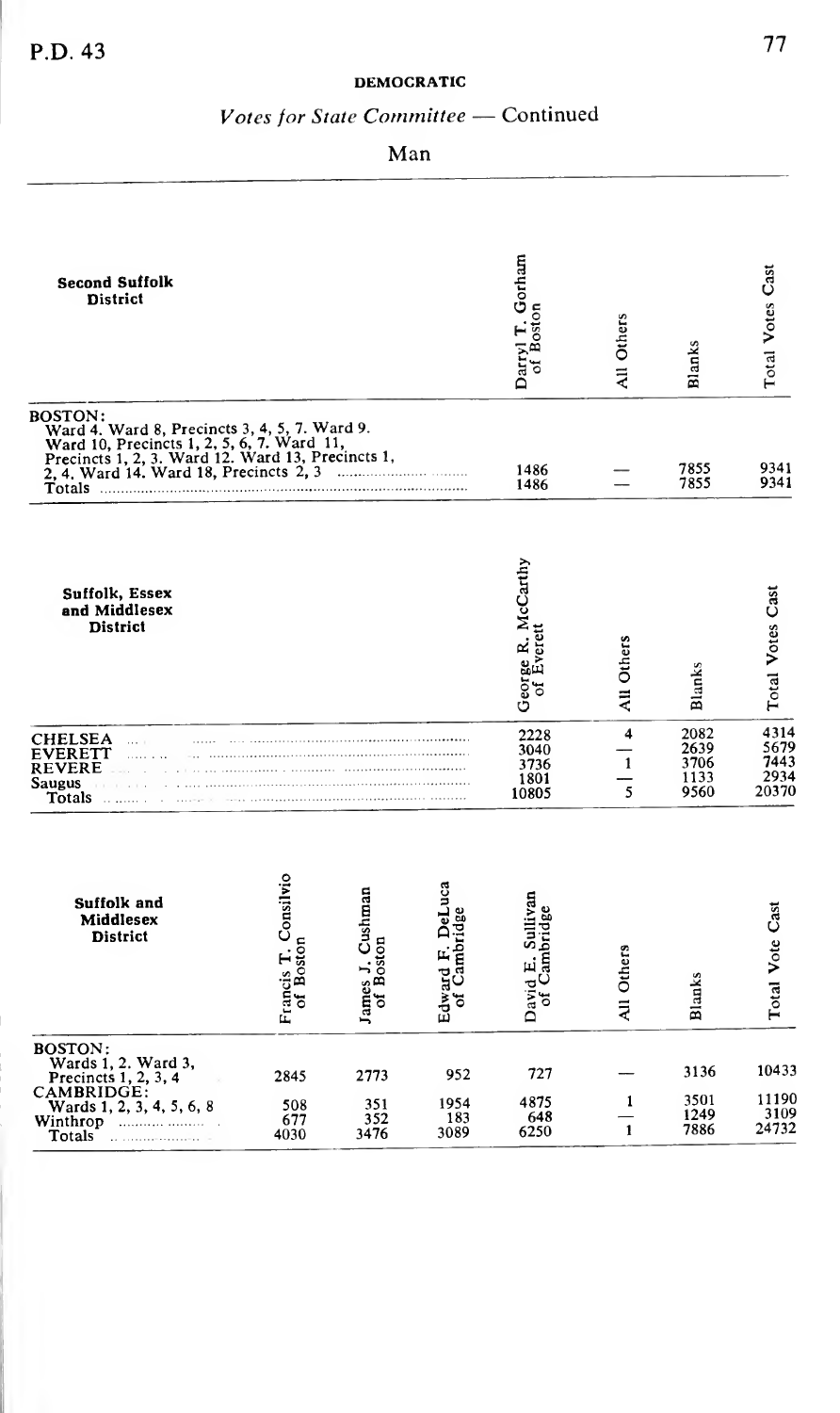### DEMOCRATIC

## *Votes for State Committee* — Continued

### Man

| Second Suffolk District | Darryl T. Gorham of Boston | All Others | Blanks | Total Votes Cast |
|---|---|---|---|---|
| BOSTON: Ward 4. Ward 8, Precincts 3, 4, 5, 7. Ward 9. Ward 10, Precincts 1, 2, 5, 6, 7. Ward 11, Precincts 1, 2, 3. Ward 12. Ward 13, Precincts 1, 2, 4. Ward 14. Ward 18, Precincts 2, 3 | 1486 | — | 7855 | 9341 |
| Totals | 1486 | — | 7855 | 9341 |

| Suffolk, Essex and Middlesex District | George R. McCarthy of Everett | All Others | Blanks | Total Votes Cast |
|---|---|---|---|---|
| CHELSEA | 2228 | 4 | 2082 | 4314 |
| EVERETT | 3040 | — | 2639 | 5679 |
| REVERE | 3736 | 1 | 3706 | 7443 |
| Saugus | 1801 | — | 1133 | 2934 |
| Totals | 10805 | 5 | 9560 | 20370 |

| Suffolk and Middlesex District | Francis T. Consilvio of Boston | James J. Cushman of Boston | Edward F. DeLuca of Cambridge | David E. Sullivan of Cambridge | All Others | Blanks | Total Vote Cast |
|---|---|---|---|---|---|---|---|
| BOSTON: Wards 1, 2. Ward 3, Precincts 1, 2, 3, 4 | 2845 | 2773 | 952 | 727 | — | 3136 | 10433 |
| CAMBRIDGE: Wards 1, 2, 3, 4, 5, 6, 8 | 508 | 351 | 1954 | 4875 | 1 | 3501 | 11190 |
| Winthrop | 677 | 352 | 183 | 648 | — | 1249 | 3109 |
| Totals | 4030 | 3476 | 3089 | 6250 | 1 | 7886 | 24732 |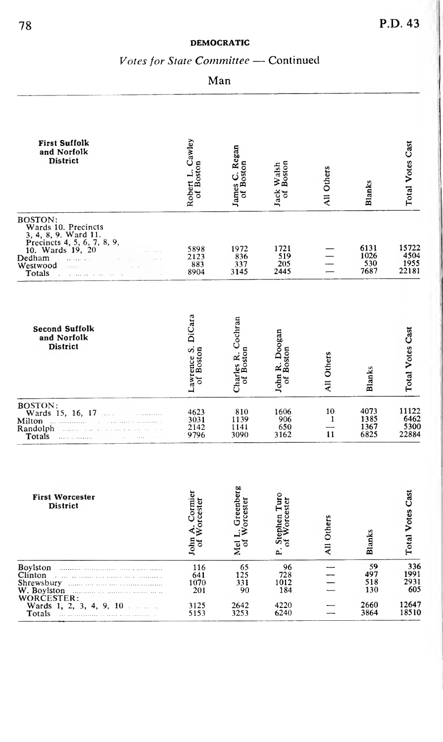## DEMOCRATIC

### *Votes for State Committee* — Continued

### Man

| First Suffolk and Norfolk District | Robert L. Cawley of Boston | James C. Regan of Boston | Jack Walsh of Boston | All Others | Blanks | Total Votes Cast |
|---|---|---|---|---|---|---|
| BOSTON: Wards 10. Precincts 3, 4, 8, 9. Ward 11. Precincts 4, 5, 6, 7, 8, 9, 10. Wards 19, 20 | 5898 | 1972 | 1721 | — | 6131 | 15722 |
| Dedham | 2123 | 836 | 519 | — | 1026 | 4504 |
| Westwood | 883 | 337 | 205 | — | 530 | 1955 |
| Totals | 8904 | 3145 | 2445 | — | 7687 | 22181 |

| Second Suffolk and Norfolk District | Lawrence S. DiCara of Boston | Charles R. Cochran of Boston | John R. Doogan of Boston | All Others | Blanks | Total Votes Cast |
|---|---|---|---|---|---|---|
| BOSTON: Wards 15, 16, 17 | 4623 | 810 | 1606 | 10 | 4073 | 11122 |
| Milton | 3031 | 1139 | 906 | 1 | 1385 | 6462 |
| Randolph | 2142 | 1141 | 650 | — | 1367 | 5300 |
| Totals | 9796 | 3090 | 3162 | 11 | 6825 | 22884 |

| First Worcester District | John A. Cormier of Worcester | Mel L. Greenberg of Worcester | P. Stephen Turo of Worcester | All Others | Blanks | Total Votes Cast |
|---|---|---|---|---|---|---|
| Boylston | 116 | 65 | 96 | — | 59 | 336 |
| Clinton | 641 | 125 | 728 | — | 497 | 1991 |
| Shrewsbury | 1070 | 331 | 1012 | — | 518 | 2931 |
| W. Boylston | 201 | 90 | 184 | — | 130 | 605 |
| WORCESTER: Wards 1, 2, 3, 4, 9, 10 | 3125 | 2642 | 4220 | — | 2660 | 12647 |
| Totals | 5153 | 3253 | 6240 | — | 3864 | 18510 |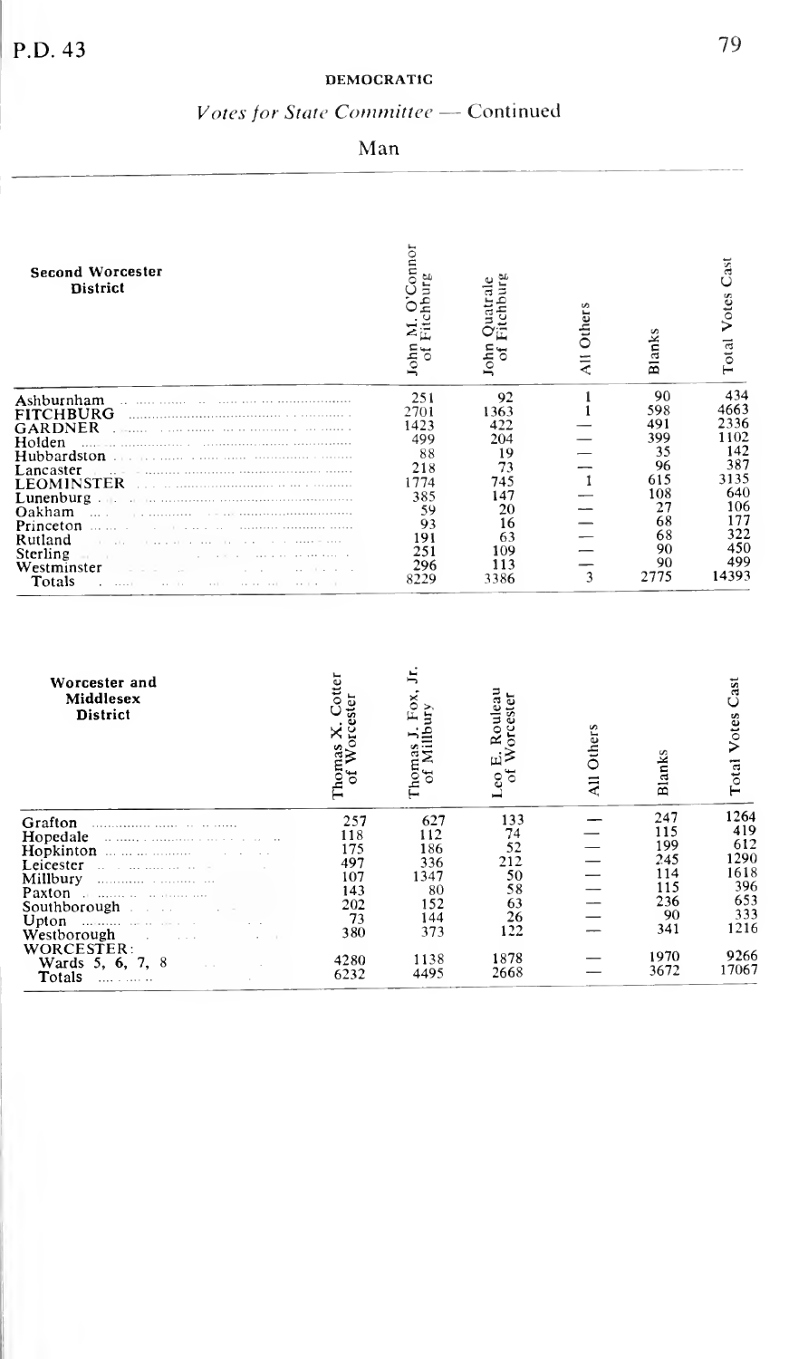## DEMOCRATIC

### *Votes for State Committee* — Continued

### Man

| Second Worcester District | John M. O'Connor of Fitchburg | John Quatrale of Fitchburg | All Others | Blanks | Total Votes Cast |
|---|---|---|---|---|---|
| Ashburnham | 251 | 92 | 1 | 90 | 434 |
| FITCHBURG | 2701 | 1363 | 1 | 598 | 4663 |
| GARDNER | 1423 | 422 | — | 491 | 2336 |
| Holden | 499 | 204 | — | 399 | 1102 |
| Hubbardston | 88 | 19 | — | 35 | 142 |
| Lancaster | 218 | 73 | — | 96 | 387 |
| LEOMINSTER | 1774 | 745 | 1 | 615 | 3135 |
| Lunenburg | 385 | 147 | — | 108 | 640 |
| Oakham | 59 | 20 | — | 27 | 106 |
| Princeton | 93 | 16 | — | 68 | 177 |
| Rutland | 191 | 63 | — | 68 | 322 |
| Sterling | 251 | 109 | — | 90 | 450 |
| Westminster | 296 | 113 | — | 90 | 499 |
| Totals | 8229 | 3386 | 3 | 2775 | 14393 |

| Worcester and Middlesex District | Thomas X. Cotter of Worcester | Thomas J. Fox, Jr. of Millbury | Leo E. Rouleau of Worcester | All Others | Blanks | Total Votes Cast |
|---|---|---|---|---|---|---|
| Grafton | 257 | 627 | 133 | — | 247 | 1264 |
| Hopedale | 118 | 112 | 74 | — | 115 | 419 |
| Hopkinton | 175 | 186 | 52 | — | 199 | 612 |
| Leicester | 497 | 336 | 212 | — | 245 | 1290 |
| Millbury | 107 | 1347 | 50 | — | 114 | 1618 |
| Paxton | 143 | 80 | 58 | — | 115 | 396 |
| Southborough | 202 | 152 | 63 | — | 236 | 653 |
| Upton | 73 | 144 | 26 | — | 90 | 333 |
| Westborough | 380 | 373 | 122 | — | 341 | 1216 |
| WORCESTER: Wards 5, 6, 7, 8 | 4280 | 1138 | 1878 | — | 1970 | 9266 |
| Totals | 6232 | 4495 | 2668 | — | 3672 | 17067 |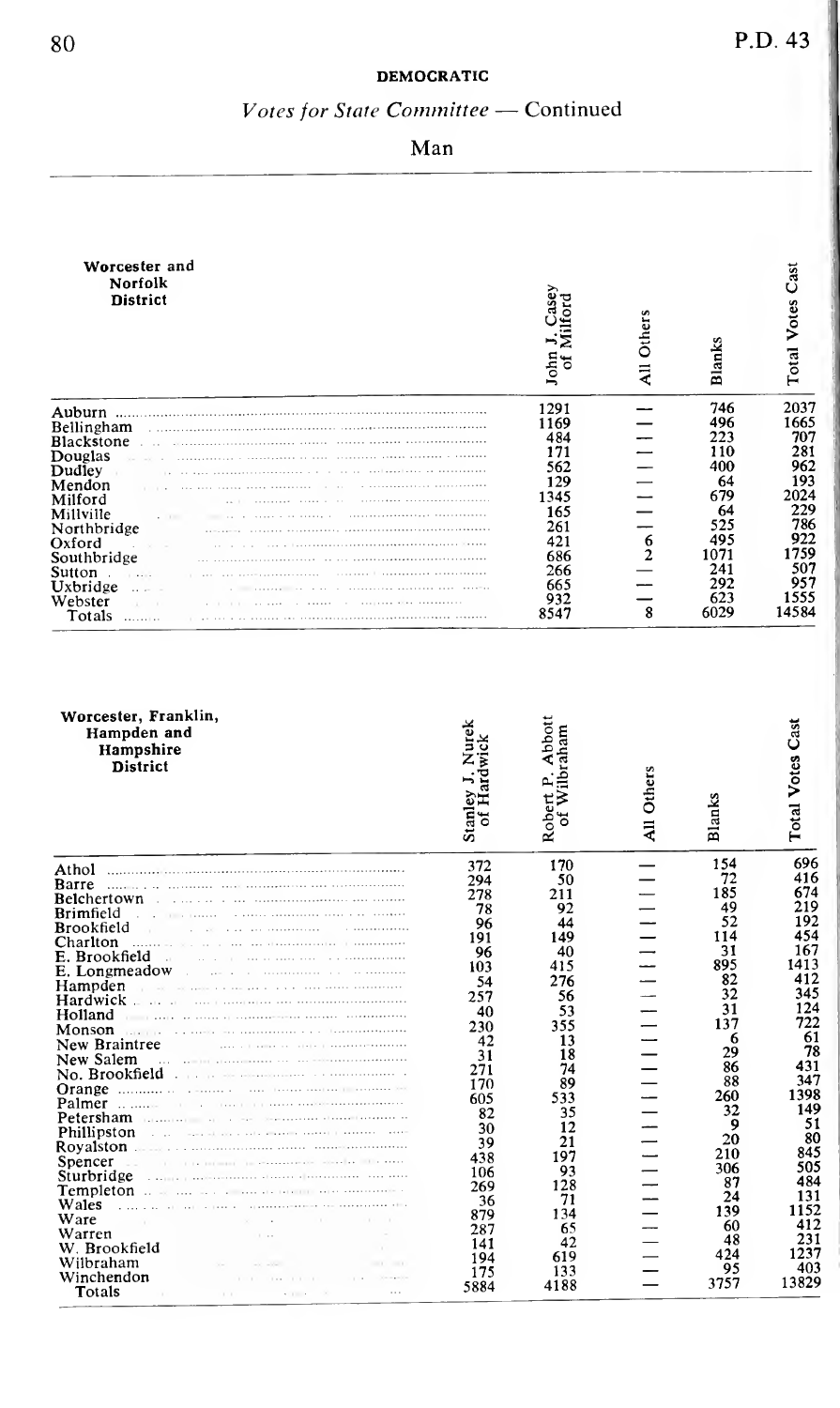## DEMOCRATIC

*Votes for State Committee* — Continued

Man

| Worcester and Norfolk District | John J. Casey of Milford | All Others | Blanks | Total Votes Cast |
|---|---|---|---|---|
| Auburn | 1291 | — | 746 | 2037 |
| Bellingham | 1169 | — | 496 | 1665 |
| Blackstone | 484 | — | 223 | 707 |
| Douglas | 171 | — | 110 | 281 |
| Dudley | 562 | — | 400 | 962 |
| Mendon | 129 | — | 64 | 193 |
| Milford | 1345 | — | 679 | 2024 |
| Millville | 165 | — | 64 | 229 |
| Northbridge | 261 | — | 525 | 786 |
| Oxford | 421 | 6 | 495 | 922 |
| Southbridge | 686 | 2 | 1071 | 1759 |
| Sutton | 266 | — | 241 | 507 |
| Uxbridge | 665 | — | 292 | 957 |
| Webster | 932 | — | 623 | 1555 |
| Totals | 8547 | 8 | 6029 | 14584 |

| Worcester, Franklin, Hampden and Hampshire District | Stanley J. Nurek of Hardwick | Robert P. Abbott of Wilbraham | All Others | Blanks | Total Votes Cast |
|---|---|---|---|---|---|
| Athol | 372 | 170 | — | 154 | 696 |
| Barre | 294 | 50 | — | 72 | 416 |
| Belchertown | 278 | 211 | — | 185 | 674 |
| Brimfield | 78 | 92 | — | 49 | 219 |
| Brookfield | 96 | 44 | — | 52 | 192 |
| Charlton | 191 | 149 | — | 114 | 454 |
| E. Brookfield | 96 | 40 | — | 31 | 167 |
| E. Longmeadow | 103 | 415 | — | 895 | 1413 |
| Hampden | 54 | 276 | — | 82 | 412 |
| Hardwick | 257 | 56 | — | 32 | 345 |
| Holland | 40 | 53 | — | 31 | 124 |
| Monson | 230 | 355 | — | 137 | 722 |
| New Braintree | 42 | 13 | — | 6 | 61 |
| New Salem | 31 | 18 | — | 29 | 78 |
| No. Brookfield | 271 | 74 | — | 86 | 431 |
| Orange | 170 | 89 | — | 88 | 347 |
| Palmer | 605 | 533 | — | 260 | 1398 |
| Petersham | 82 | 35 | — | 32 | 149 |
| Phillipston | 30 | 12 | — | 9 | 51 |
| Royalston | 39 | 21 | — | 20 | 80 |
| Spencer | 438 | 197 | — | 210 | 845 |
| Sturbridge | 106 | 93 | — | 306 | 505 |
| Templeton | 269 | 128 | — | 87 | 484 |
| Wales | 36 | 71 | — | 24 | 131 |
| Ware | 879 | 134 | — | 139 | 1152 |
| Warren | 287 | 65 | — | 60 | 412 |
| W. Brookfield | 141 | 42 | — | 48 | 231 |
| Wilbraham | 194 | 619 | — | 424 | 1237 |
| Winchendon | 175 | 133 | — | 95 | 403 |
| Totals | 5884 | 4188 | — | 3757 | 13829 |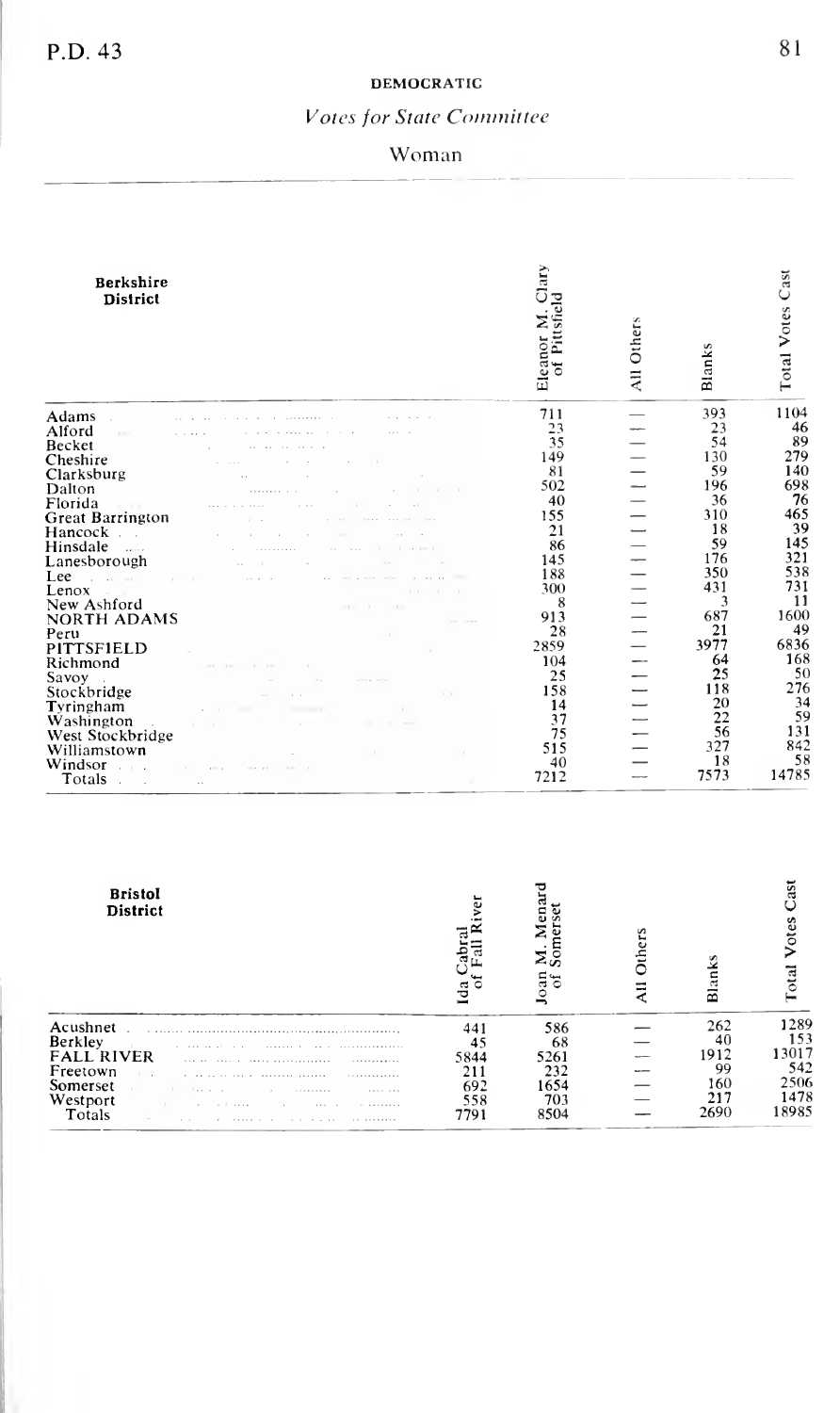## DEMOCRATIC

### *Votes for State Committee*

### Woman

| Berkshire District | Eleanor M. Clary of Pittsfield | All Others | Blanks | Total Votes Cast |
|---|---|---|---|---|
| Adams | 711 | — | 393 | 1104 |
| Alford | 23 | — | 23 | 46 |
| Becket | 35 | — | 54 | 89 |
| Cheshire | 149 | — | 130 | 279 |
| Clarksburg | 81 | — | 59 | 140 |
| Dalton | 502 | — | 196 | 698 |
| Florida | 40 | — | 36 | 76 |
| Great Barrington | 155 | — | 310 | 465 |
| Hancock | 21 | — | 18 | 39 |
| Hinsdale | 86 | — | 59 | 145 |
| Lanesborough | 145 | — | 176 | 321 |
| Lee | 188 | — | 350 | 538 |
| Lenox | 300 | — | 431 | 731 |
| New Ashford | 8 | — | 3 | 11 |
| NORTH ADAMS | 913 | — | 687 | 1600 |
| Peru | 28 | — | 21 | 49 |
| PITTSFIELD | 2859 | — | 3977 | 6836 |
| Richmond | 104 | — | 64 | 168 |
| Savoy | 25 | — | 25 | 50 |
| Stockbridge | 158 | — | 118 | 276 |
| Tyringham | 14 | — | 20 | 34 |
| Washington | 37 | — | 22 | 59 |
| West Stockbridge | 75 | — | 56 | 131 |
| Williamstown | 515 | — | 327 | 842 |
| Windsor | 40 | — | 18 | 58 |
| Totals | 7212 | — | 7573 | 14785 |

| Bristol District | Ida Cabral of Fall River | Joan M. Menard of Somerset | All Others | Blanks | Total Votes Cast |
|---|---|---|---|---|---|
| Acushnet | 441 | 586 | — | 262 | 1289 |
| Berkley | 45 | 68 | — | 40 | 153 |
| FALL RIVER | 5844 | 5261 | — | 1912 | 13017 |
| Freetown | 211 | 232 | — | 99 | 542 |
| Somerset | 692 | 1654 | — | 160 | 2506 |
| Westport | 558 | 703 | — | 217 | 1478 |
| Totals | 7791 | 8504 | — | 2690 | 18985 |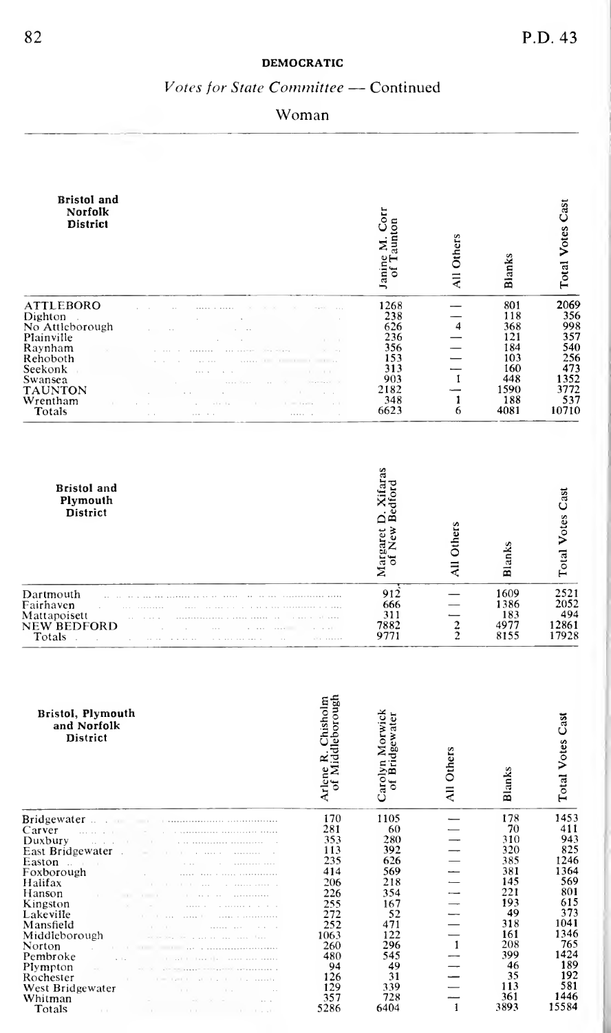**DEMOCRATIC**

*Votes for State Committee — Continued*

Woman

| Bristol and Norfolk District | Janine M. Corr of Taunton | All Others | Blanks | Total Votes Cast |
|---|---|---|---|---|
| ATTLEBORO | 1268 | — | 801 | 2069 |
| Dighton | 238 | — | 118 | 356 |
| No Attleborough | 626 | 4 | 368 | 998 |
| Plainville | 236 | — | 121 | 357 |
| Raynham | 356 | — | 184 | 540 |
| Rehoboth | 153 | — | 103 | 256 |
| Seekonk | 313 | — | 160 | 473 |
| Swansea | 903 | 1 | 448 | 1352 |
| TAUNTON | 2182 | — | 1590 | 3772 |
| Wrentham | 348 | 1 | 188 | 537 |
| Totals | 6623 | 6 | 4081 | 10710 |

| Bristol and Plymouth District | Margaret D. Xifaras of New Bedford | All Others | Blanks | Total Votes Cast |
|---|---|---|---|---|
| Dartmouth | 912 | — | 1609 | 2521 |
| Fairhaven | 666 | — | 1386 | 2052 |
| Mattapoisett | 311 | — | 183 | 494 |
| NEW BEDFORD | 7882 | 2 | 4977 | 12861 |
| Totals | 9771 | 2 | 8155 | 17928 |

| Bristol, Plymouth and Norfolk District | Arlene R. Chisholm of Middleborough | Carolyn Morwick of Bridgewater | All Others | Blanks | Total Votes Cast |
|---|---|---|---|---|---|
| Bridgewater | 170 | 1105 | — | 178 | 1453 |
| Carver | 281 | 60 | — | 70 | 411 |
| Duxbury | 353 | 280 | — | 310 | 943 |
| East Bridgewater | 113 | 392 | — | 320 | 825 |
| Easton | 235 | 626 | — | 385 | 1246 |
| Foxborough | 414 | 569 | — | 381 | 1364 |
| Halifax | 206 | 218 | — | 145 | 569 |
| Hanson | 226 | 354 | — | 221 | 801 |
| Kingston | 255 | 167 | — | 193 | 615 |
| Lakeville | 272 | 52 | — | 49 | 373 |
| Mansfield | 252 | 471 | — | 318 | 1041 |
| Middleborough | 1063 | 122 | — | 161 | 1346 |
| Norton | 260 | 296 | 1 | 208 | 765 |
| Pembroke | 480 | 545 | — | 399 | 1424 |
| Plympton | 94 | 49 | — | 46 | 189 |
| Rochester | 126 | 31 | — | 35 | 192 |
| West Bridgewater | 129 | 339 | — | 113 | 581 |
| Whitman | 357 | 728 | — | 361 | 1446 |
| Totals | 5286 | 6404 | 1 | 3893 | 15584 |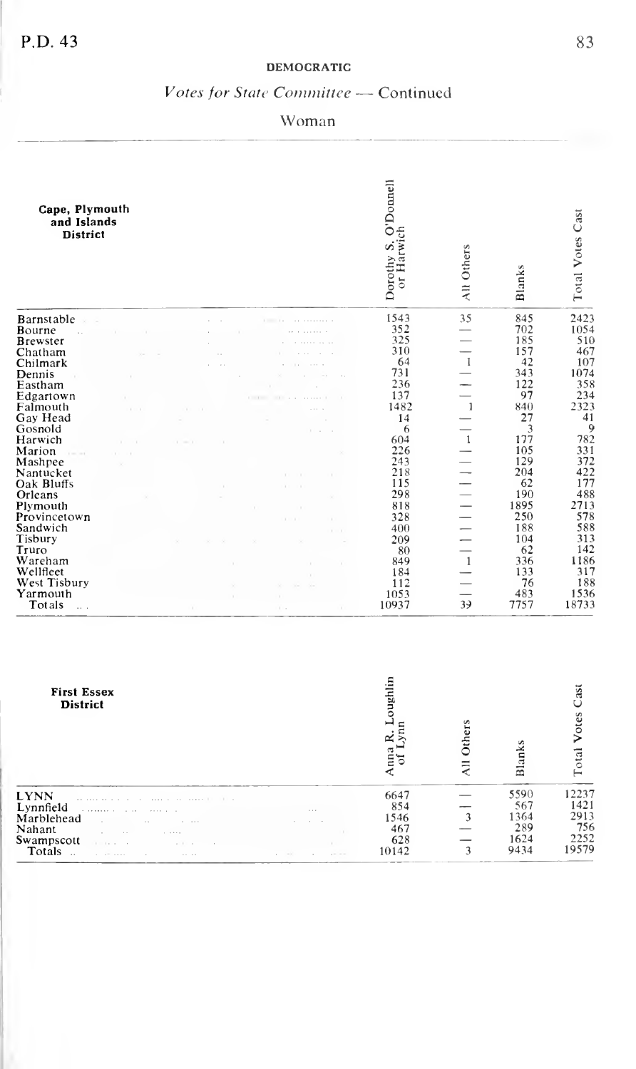## DEMOCRATIC

### *Votes for State Committee* — Continued

### Woman

| Cape, Plymouth and Islands District | Dorothy S. O'Donnell of Harwich | All Others | Blanks | Total Votes Cast |
|---|---|---|---|---|
| Barnstable | 1543 | 35 | 845 | 2423 |
| Bourne | 352 | — | 702 | 1054 |
| Brewster | 325 | — | 185 | 510 |
| Chatham | 310 | — | 157 | 467 |
| Chilmark | 64 | 1 | 42 | 107 |
| Dennis | 731 | — | 343 | 1074 |
| Eastham | 236 | — | 122 | 358 |
| Edgartown | 137 | — | 97 | 234 |
| Falmouth | 1482 | 1 | 840 | 2323 |
| Gay Head | 14 | — | 27 | 41 |
| Gosnold | 6 | — | 3 | 9 |
| Harwich | 604 | 1 | 177 | 782 |
| Marion | 226 | — | 105 | 331 |
| Mashpee | 243 | — | 129 | 372 |
| Nantucket | 218 | — | 204 | 422 |
| Oak Bluffs | 115 | — | 62 | 177 |
| Orleans | 298 | — | 190 | 488 |
| Plymouth | 818 | — | 1895 | 2713 |
| Provincetown | 328 | — | 250 | 578 |
| Sandwich | 400 | — | 188 | 588 |
| Tisbury | 209 | — | 104 | 313 |
| Truro | 80 | — | 62 | 142 |
| Wareham | 849 | 1 | 336 | 1186 |
| Wellfleet | 184 | — | 133 | 317 |
| West Tisbury | 112 | — | 76 | 188 |
| Yarmouth | 1053 | — | 483 | 1536 |
| Totals | 10937 | 39 | 7757 | 18733 |

| First Essex District | Anna R. Loughlin of Lynn | All Others | Blanks | Total Votes Cast |
|---|---|---|---|---|
| LYNN | 6647 | — | 5590 | 12237 |
| Lynnfield | 854 | — | 567 | 1421 |
| Marblehead | 1546 | 3 | 1364 | 2913 |
| Nahant | 467 | — | 289 | 756 |
| Swampscott | 628 | — | 1624 | 2252 |
| Totals | 10142 | 3 | 9434 | 19579 |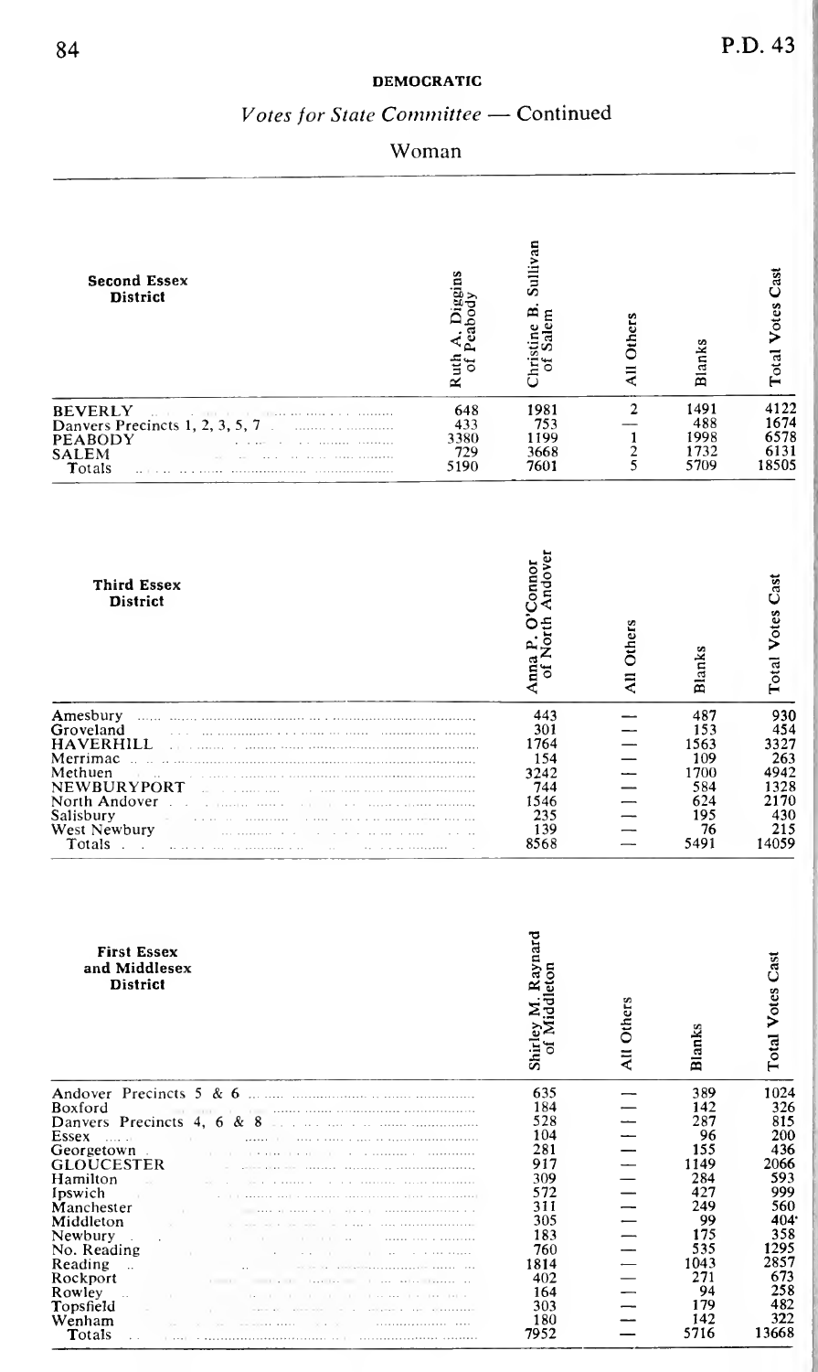## DEMOCRATIC

### *Votes for State Committee* — Continued

### Woman

| Second Essex District | Ruth A. Diggins of Peabody | Christine B. Sullivan of Salem | All Others | Blanks | Total Votes Cast |
|---|---|---|---|---|---|
| BEVERLY | 648 | 1981 | 2 | 1491 | 4122 |
| Danvers Precincts 1, 2, 3, 5, 7 | 433 | 753 | — | 488 | 1674 |
| PEABODY | 3380 | 1199 | 1 | 1998 | 6578 |
| SALEM | 729 | 3668 | 2 | 1732 | 6131 |
| Totals | 5190 | 7601 | 5 | 5709 | 18505 |

| Third Essex District | Anna P. O'Connor of North Andover | All Others | Blanks | Total Votes Cast |
|---|---|---|---|---|
| Amesbury | 443 | — | 487 | 930 |
| Groveland | 301 | — | 153 | 454 |
| HAVERHILL | 1764 | — | 1563 | 3327 |
| Merrimac | 154 | — | 109 | 263 |
| Methuen | 3242 | — | 1700 | 4942 |
| NEWBURYPORT | 744 | — | 584 | 1328 |
| North Andover | 1546 | — | 624 | 2170 |
| Salisbury | 235 | — | 195 | 430 |
| West Newbury | 139 | — | 76 | 215 |
| Totals | 8568 | — | 5491 | 14059 |

| First Essex and Middlesex District | Shirley M. Raynard of Middleton | All Others | Blanks | Total Votes Cast |
|---|---|---|---|---|
| Andover Precincts 5 & 6 | 635 | — | 389 | 1024 |
| Boxford | 184 | — | 142 | 326 |
| Danvers Precincts 4, 6 & 8 | 528 | — | 287 | 815 |
| Essex | 104 | — | 96 | 200 |
| Georgetown | 281 | — | 155 | 436 |
| GLOUCESTER | 917 | — | 1149 | 2066 |
| Hamilton | 309 | — | 284 | 593 |
| Ipswich | 572 | — | 427 | 999 |
| Manchester | 311 | — | 249 | 560 |
| Middleton | 305 | — | 99 | 404 |
| Newbury | 183 | — | 175 | 358 |
| No. Reading | 760 | — | 535 | 1295 |
| Reading | 1814 | — | 1043 | 2857 |
| Rockport | 402 | — | 271 | 673 |
| Rowley | 164 | — | 94 | 258 |
| Topsfield | 303 | — | 179 | 482 |
| Wenham | 180 | — | 142 | 322 |
| Totals | 7952 | — | 5716 | 13668 |